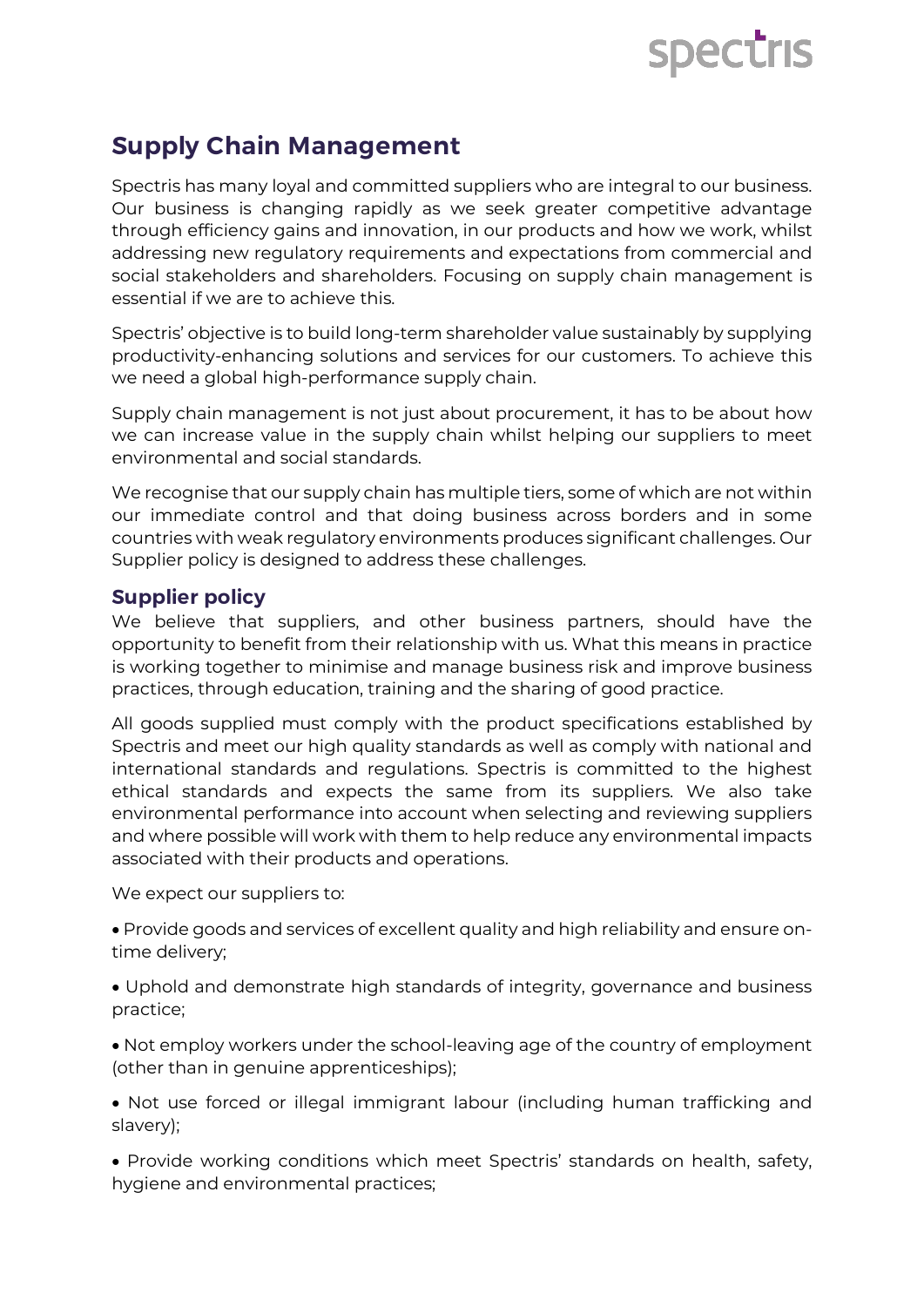# Supply Chain Management

Spectris has many loyal and committed suppliers who are integral to our business. Our business is changing rapidly as we seek greater competitive advantage through efficiency gains and innovation, in our products and how we work, whilst addressing new regulatory requirements and expectations from commercial and social stakeholders and shareholders. Focusing on supply chain management is essential if we are to achieve this.

Spectris' objective is to build long-term shareholder value sustainably by supplying productivity-enhancing solutions and services for our customers. To achieve this we need a global high-performance supply chain.

Supply chain management is not just about procurement, it has to be about how we can increase value in the supply chain whilst helping our suppliers to meet environmental and social standards.

We recognise that our supply chain has multiple tiers, some of which are not within our immediate control and that doing business across borders and in some countries with weak regulatory environments produces significant challenges. Our Supplier policy is designed to address these challenges.

## Supplier policy

We believe that suppliers, and other business partners, should have the opportunity to benefit from their relationship with us. What this means in practice is working together to minimise and manage business risk and improve business practices, through education, training and the sharing of good practice.

All goods supplied must comply with the product specifications established by Spectris and meet our high quality standards as well as comply with national and international standards and regulations. Spectris is committed to the highest ethical standards and expects the same from its suppliers. We also take environmental performance into account when selecting and reviewing suppliers and where possible will work with them to help reduce any environmental impacts associated with their products and operations.

We expect our suppliers to:

- Provide goods and services of excellent quality and high reliability and ensure on-time delivery;
- Uphold and demonstrate high standards of integrity, governance and business practice;
- Not employ workers under the school-leaving age of the country of employment (other than in genuine apprenticeships);
- Not use forced or illegal immigrant labour (including human trafficking and slavery);
- Provide working conditions which meet Spectris' standards on health, safety, hygiene and environmental practices;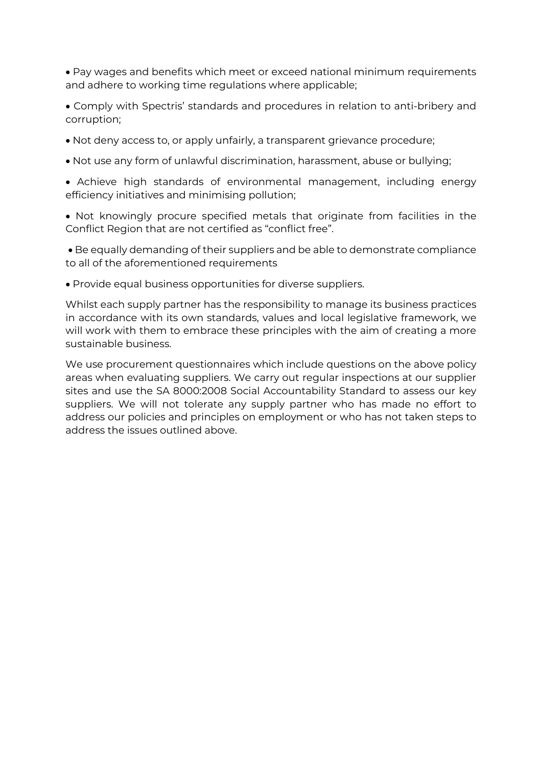- Pay wages and benefits which meet or exceed national minimum requirements and adhere to working time regulations where applicable;
- Comply with Spectris' standards and procedures in relation to anti-bribery and corruption;
- Not deny access to, or apply unfairly, a transparent grievance procedure;
- Not use any form of unlawful discrimination, harassment, abuse or bullying;
- Achieve high standards of environmental management, including energy efficiency initiatives and minimising pollution;
- Not knowingly procure specified metals that originate from facilities in the Conflict Region that are not certified as "conflict free".
- Be equally demanding of their suppliers and be able to demonstrate compliance to all of the aforementioned requirements
- Provide equal business opportunities for diverse suppliers.

Whilst each supply partner has the responsibility to manage its business practices in accordance with its own standards, values and local legislative framework, we will work with them to embrace these principles with the aim of creating a more sustainable business.

We use procurement questionnaires which include questions on the above policy areas when evaluating suppliers. We carry out regular inspections at our supplier sites and use the SA 8000:2008 Social Accountability Standard to assess our key suppliers. We will not tolerate any supply partner who has made no effort to address our policies and principles on employment or who has not taken steps to address the issues outlined above.